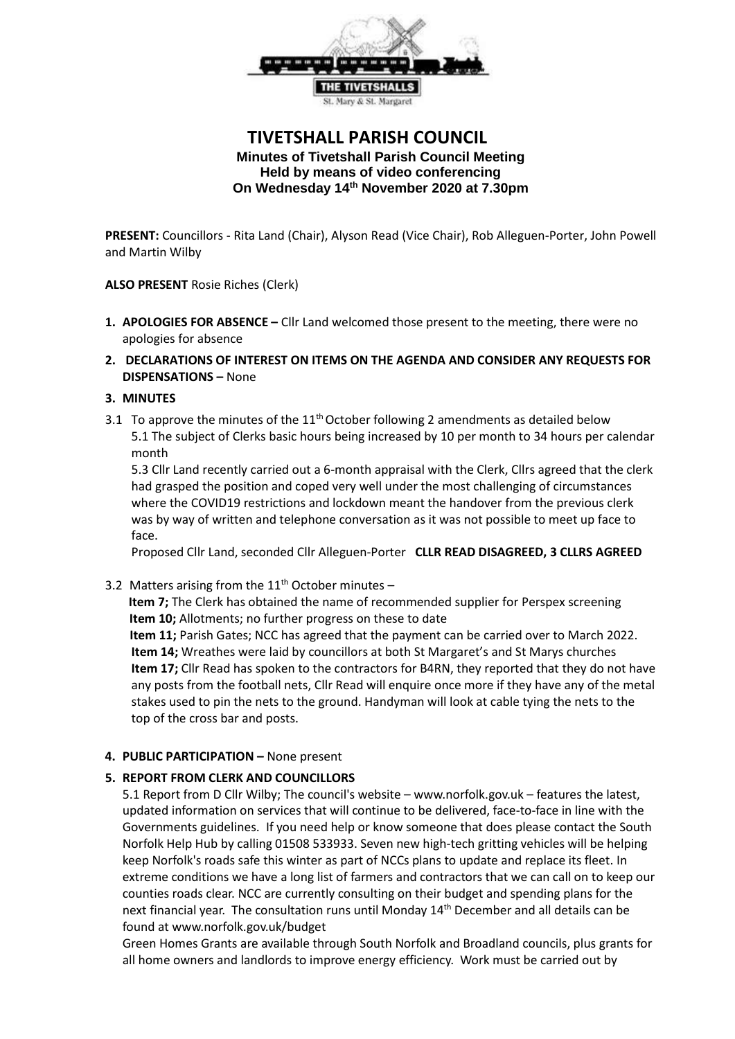# TIVETSHALL PARISH COUNCIL

**Minutes of Tivetshall Parish Council Meeting**
**Held by means of video conferencing**
**On Wednesday 14th November 2020 at 7.30pm**

**PRESENT:** Councillors - Rita Land (Chair), Alyson Read (Vice Chair), Rob Alleguen-Porter, John Powell and Martin Wilby

**ALSO PRESENT** Rosie Riches (Clerk)

1. **APOLOGIES FOR ABSENCE –** Cllr Land welcomed those present to the meeting, there were no apologies for absence
2. **DECLARATIONS OF INTEREST ON ITEMS ON THE AGENDA AND CONSIDER ANY REQUESTS FOR DISPENSATIONS –** None
3. **MINUTES**

3.1 To approve the minutes of the 11th October following 2 amendments as detailed below

5.1 The subject of Clerks basic hours being increased by 10 per month to 34 hours per calendar month

5.3 Cllr Land recently carried out a 6-month appraisal with the Clerk, Cllrs agreed that the clerk had grasped the position and coped very well under the most challenging of circumstances where the COVID19 restrictions and lockdown meant the handover from the previous clerk was by way of written and telephone conversation as it was not possible to meet up face to face.

Proposed Cllr Land, seconded Cllr Alleguen-Porter **CLLR READ DISAGREED, 3 CLLRS AGREED**

3.2 Matters arising from the 11th October minutes –

**Item 7;** The Clerk has obtained the name of recommended supplier for Perspex screening
**Item 10;** Allotments; no further progress on these to date
**Item 11;** Parish Gates; NCC has agreed that the payment can be carried over to March 2022.
**Item 14;** Wreathes were laid by councillors at both St Margaret's and St Marys churches
**Item 17;** Cllr Read has spoken to the contractors for B4RN, they reported that they do not have any posts from the football nets, Cllr Read will enquire once more if they have any of the metal stakes used to pin the nets to the ground. Handyman will look at cable tying the nets to the top of the cross bar and posts.

4. **PUBLIC PARTICIPATION –** None present
5. **REPORT FROM CLERK AND COUNCILLORS**

5.1 Report from D Cllr Wilby; The council's website – www.norfolk.gov.uk – features the latest, updated information on services that will continue to be delivered, face-to-face in line with the Governments guidelines. If you need help or know someone that does please contact the South Norfolk Help Hub by calling 01508 533933. Seven new high-tech gritting vehicles will be helping keep Norfolk's roads safe this winter as part of NCCs plans to update and replace its fleet. In extreme conditions we have a long list of farmers and contractors that we can call on to keep our counties roads clear. NCC are currently consulting on their budget and spending plans for the next financial year. The consultation runs until Monday 14th December and all details can be found at www.norfolk.gov.uk/budget

Green Homes Grants are available through South Norfolk and Broadland councils, plus grants for all home owners and landlords to improve energy efficiency. Work must be carried out by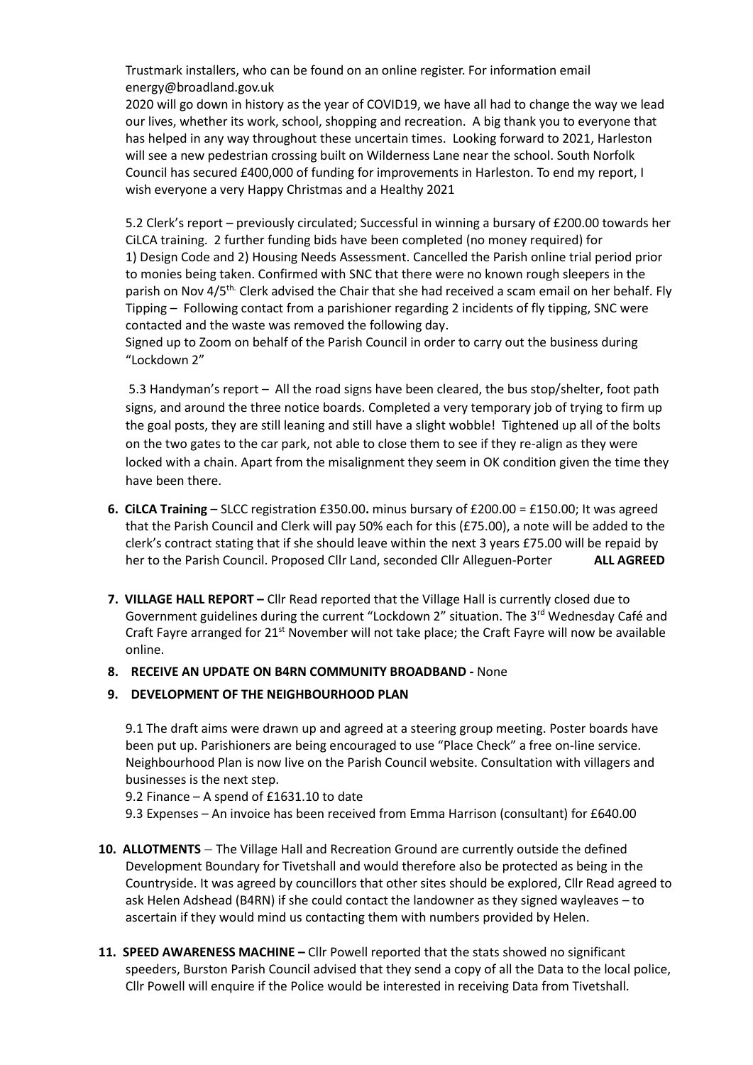Trustmark installers, who can be found on an online register. For information email energy@broadland.gov.uk

2020 will go down in history as the year of COVID19, we have all had to change the way we lead our lives, whether its work, school, shopping and recreation. A big thank you to everyone that has helped in any way throughout these uncertain times. Looking forward to 2021, Harleston will see a new pedestrian crossing built on Wilderness Lane near the school. South Norfolk Council has secured £400,000 of funding for improvements in Harleston. To end my report, I wish everyone a very Happy Christmas and a Healthy 2021

5.2 Clerk's report – previously circulated; Successful in winning a bursary of £200.00 towards her CiLCA training. 2 further funding bids have been completed (no money required) for 1) Design Code and 2) Housing Needs Assessment. Cancelled the Parish online trial period prior to monies being taken. Confirmed with SNC that there were no known rough sleepers in the parish on Nov 4/5th. Clerk advised the Chair that she had received a scam email on her behalf. Fly Tipping – Following contact from a parishioner regarding 2 incidents of fly tipping, SNC were contacted and the waste was removed the following day.

Signed up to Zoom on behalf of the Parish Council in order to carry out the business during "Lockdown 2"

5.3 Handyman's report – All the road signs have been cleared, the bus stop/shelter, foot path signs, and around the three notice boards. Completed a very temporary job of trying to firm up the goal posts, they are still leaning and still have a slight wobble! Tightened up all of the bolts on the two gates to the car park, not able to close them to see if they re-align as they were locked with a chain. Apart from the misalignment they seem in OK condition given the time they have been there.

6. **CiLCA Training** – SLCC registration £350.00**.** minus bursary of £200.00 = £150.00; It was agreed that the Parish Council and Clerk will pay 50% each for this (£75.00), a note will be added to the clerk's contract stating that if she should leave within the next 3 years £75.00 will be repaid by her to the Parish Council. Proposed Cllr Land, seconded Cllr Alleguen-Porter **ALL AGREED**

7. **VILLAGE HALL REPORT –** Cllr Read reported that the Village Hall is currently closed due to Government guidelines during the current "Lockdown 2" situation. The 3rd Wednesday Café and Craft Fayre arranged for 21st November will not take place; the Craft Fayre will now be available online.

8. **RECEIVE AN UPDATE ON B4RN COMMUNITY BROADBAND -** None

9. **DEVELOPMENT OF THE NEIGHBOURHOOD PLAN**

9.1 The draft aims were drawn up and agreed at a steering group meeting. Poster boards have been put up. Parishioners are being encouraged to use "Place Check" a free on-line service. Neighbourhood Plan is now live on the Parish Council website. Consultation with villagers and businesses is the next step.

9.2 Finance – A spend of £1631.10 to date

9.3 Expenses – An invoice has been received from Emma Harrison (consultant) for £640.00

10. **ALLOTMENTS** – The Village Hall and Recreation Ground are currently outside the defined Development Boundary for Tivetshall and would therefore also be protected as being in the Countryside. It was agreed by councillors that other sites should be explored, Cllr Read agreed to ask Helen Adshead (B4RN) if she could contact the landowner as they signed wayleaves – to ascertain if they would mind us contacting them with numbers provided by Helen.

11. **SPEED AWARENESS MACHINE –** Cllr Powell reported that the stats showed no significant speeders, Burston Parish Council advised that they send a copy of all the Data to the local police, Cllr Powell will enquire if the Police would be interested in receiving Data from Tivetshall.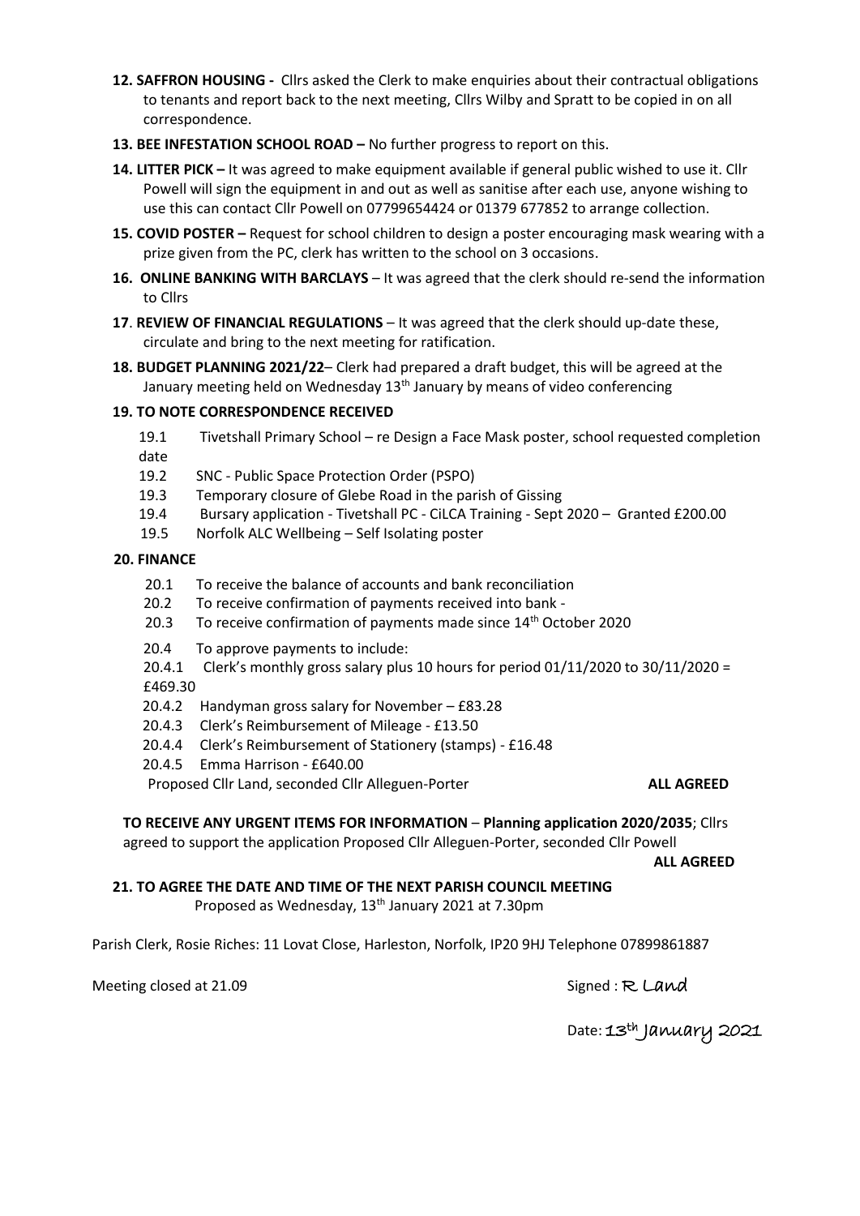12. **SAFFRON HOUSING -** Cllrs asked the Clerk to make enquiries about their contractual obligations to tenants and report back to the next meeting, Cllrs Wilby and Spratt to be copied in on all correspondence.

13. **BEE INFESTATION SCHOOL ROAD –** No further progress to report on this.

14. **LITTER PICK –** It was agreed to make equipment available if general public wished to use it. Cllr Powell will sign the equipment in and out as well as sanitise after each use, anyone wishing to use this can contact Cllr Powell on 07799654424 or 01379 677852 to arrange collection.

15. **COVID POSTER –** Request for school children to design a poster encouraging mask wearing with a prize given from the PC, clerk has written to the school on 3 occasions.

16. **ONLINE BANKING WITH BARCLAYS** – It was agreed that the clerk should re-send the information to Cllrs

17. **REVIEW OF FINANCIAL REGULATIONS** – It was agreed that the clerk should up-date these, circulate and bring to the next meeting for ratification.

18. **BUDGET PLANNING 2021/22**– Clerk had prepared a draft budget, this will be agreed at the January meeting held on Wednesday 13th January by means of video conferencing

**19. TO NOTE CORRESPONDENCE RECEIVED**

19.1 Tivetshall Primary School – re Design a Face Mask poster, school requested completion date

19.2 SNC - Public Space Protection Order (PSPO)

19.3 Temporary closure of Glebe Road in the parish of Gissing

19.4 Bursary application - Tivetshall PC - CiLCA Training - Sept 2020 – Granted £200.00

19.5 Norfolk ALC Wellbeing – Self Isolating poster

**20. FINANCE**

20.1 To receive the balance of accounts and bank reconciliation

20.2 To receive confirmation of payments received into bank -

20.3 To receive confirmation of payments made since 14th October 2020

20.4 To approve payments to include:

20.4.1 Clerk's monthly gross salary plus 10 hours for period 01/11/2020 to 30/11/2020 = £469.30

20.4.2 Handyman gross salary for November – £83.28

20.4.3 Clerk's Reimbursement of Mileage - £13.50

20.4.4 Clerk's Reimbursement of Stationery (stamps) - £16.48

20.4.5 Emma Harrison - £640.00

Proposed Cllr Land, seconded Cllr Alleguen-Porter **ALL AGREED**

**TO RECEIVE ANY URGENT ITEMS FOR INFORMATION** – **Planning application 2020/2035**; Cllrs agreed to support the application Proposed Cllr Alleguen-Porter, seconded Cllr Powell

**ALL AGREED**

**21. TO AGREE THE DATE AND TIME OF THE NEXT PARISH COUNCIL MEETING**

Proposed as Wednesday, 13th January 2021 at 7.30pm

Parish Clerk, Rosie Riches: 11 Lovat Close, Harleston, Norfolk, IP20 9HJ Telephone 07899861887

Meeting closed at 21.09

Signed : R Land

Date: 13th January 2021